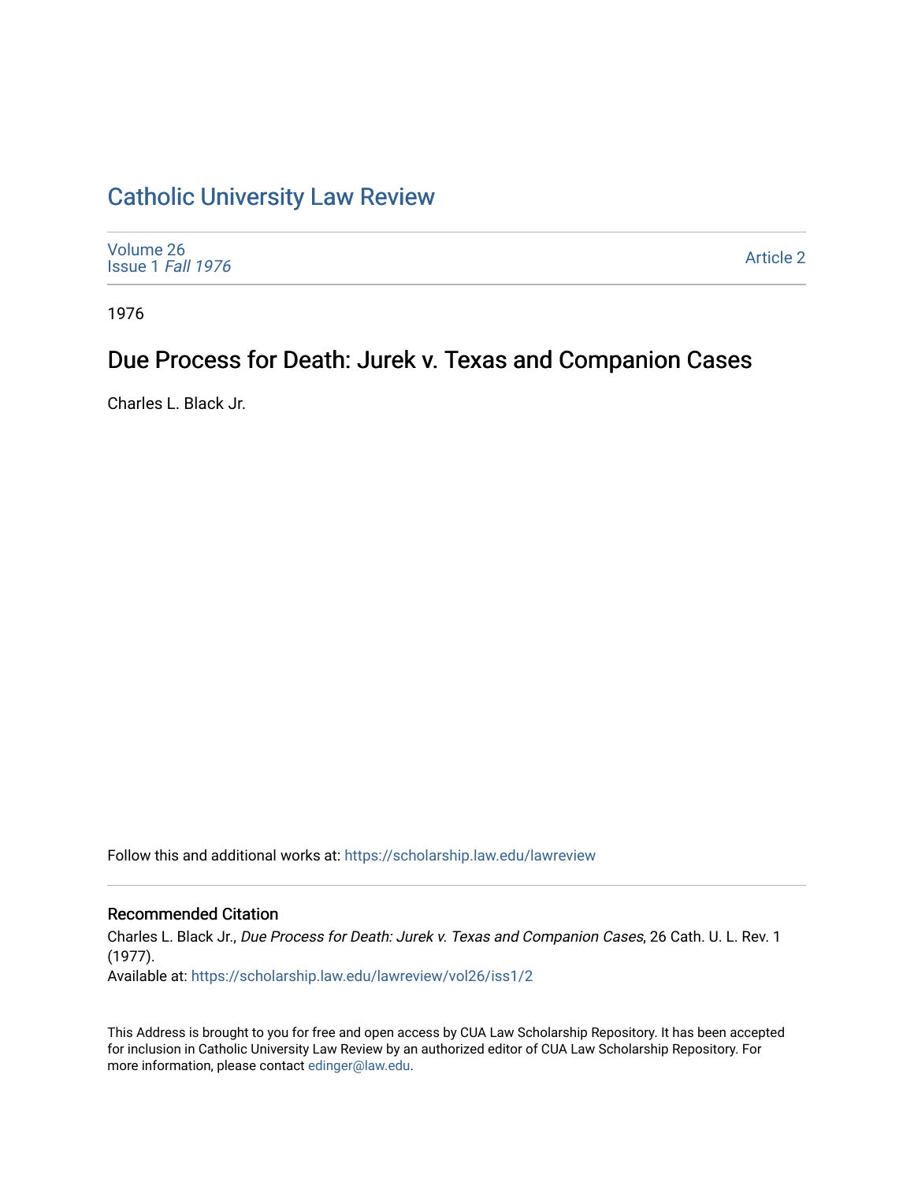# Catholic University Law Review

Volume 26
Issue 1 *Fall 1976*

Article 2

1976

## Due Process for Death: Jurek v. Texas and Companion Cases

Charles L. Black Jr.

Follow this and additional works at: https://scholarship.law.edu/lawreview

### Recommended Citation

Charles L. Black Jr., *Due Process for Death: Jurek v. Texas and Companion Cases*, 26 Cath. U. L. Rev. 1 (1977).

Available at: https://scholarship.law.edu/lawreview/vol26/iss1/2

This Address is brought to you for free and open access by CUA Law Scholarship Repository. It has been accepted for inclusion in Catholic University Law Review by an authorized editor of CUA Law Scholarship Repository. For more information, please contact edinger@law.edu.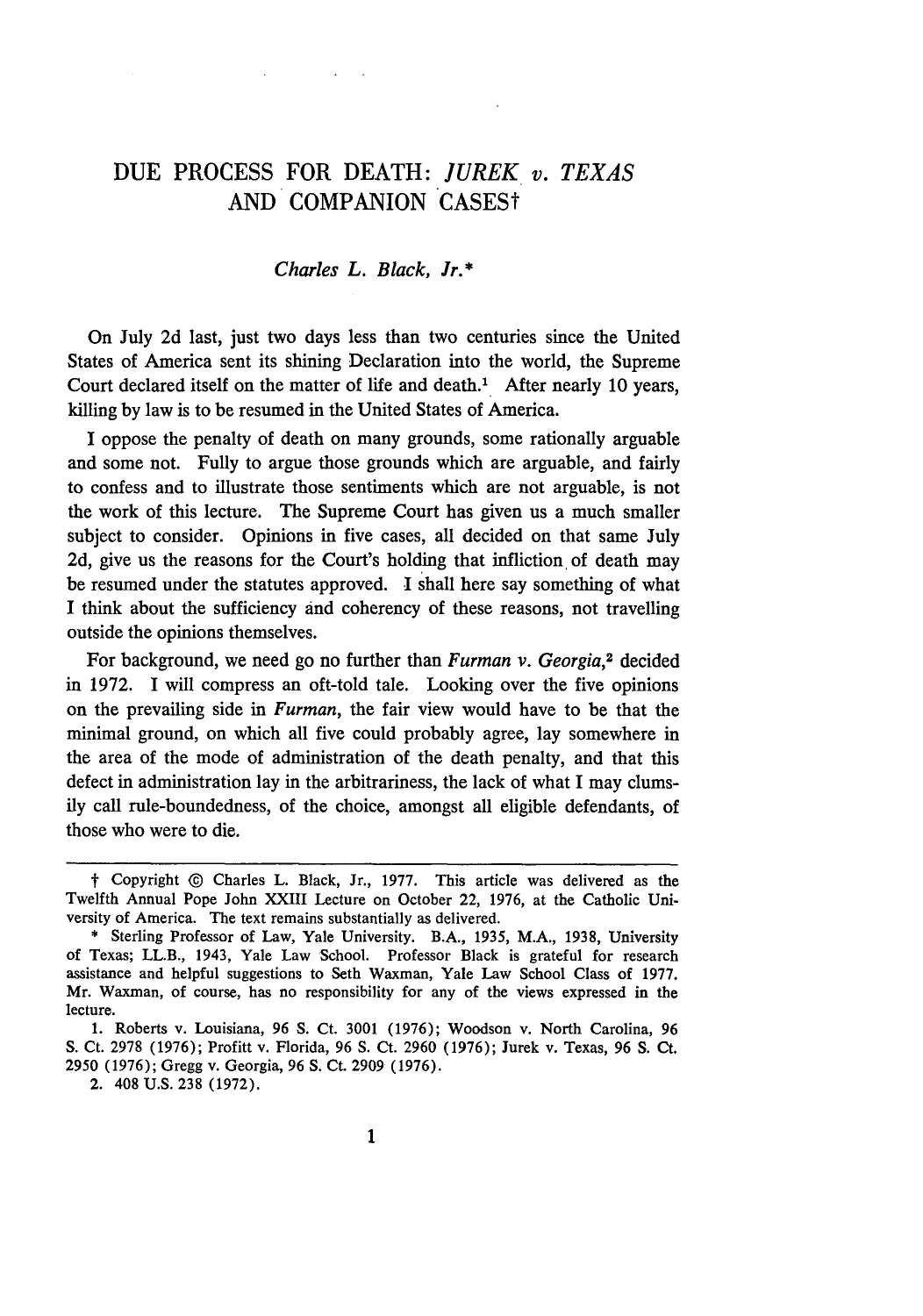# DUE PROCESS FOR DEATH: *JUREK v. TEXAS* AND COMPANION CASES†

*Charles L. Black, Jr.**

On July 2d last, just two days less than two centuries since the United States of America sent its shining Declaration into the world, the Supreme Court declared itself on the matter of life and death.[1] After nearly 10 years, killing by law is to be resumed in the United States of America.

I oppose the penalty of death on many grounds, some rationally arguable and some not. Fully to argue those grounds which are arguable, and fairly to confess and to illustrate those sentiments which are not arguable, is not the work of this lecture. The Supreme Court has given us a much smaller subject to consider. Opinions in five cases, all decided on that same July 2d, give us the reasons for the Court's holding that infliction of death may be resumed under the statutes approved. I shall here say something of what I think about the sufficiency and coherency of these reasons, not travelling outside the opinions themselves.

For background, we need go no further than *Furman v. Georgia*,[2] decided in 1972. I will compress an oft-told tale. Looking over the five opinions on the prevailing side in *Furman*, the fair view would have to be that the minimal ground, on which all five could probably agree, lay somewhere in the area of the mode of administration of the death penalty, and that this defect in administration lay in the arbitrariness, the lack of what I may clumsily call rule-boundedness, of the choice, amongst all eligible defendants, of those who were to die.

---

† Copyright © Charles L. Black, Jr., 1977. This article was delivered as the Twelfth Annual Pope John XXIII Lecture on October 22, 1976, at the Catholic University of America. The text remains substantially as delivered.

\* Sterling Professor of Law, Yale University. B.A., 1935, M.A., 1938, University of Texas; LL.B., 1943, Yale Law School. Professor Black is grateful for research assistance and helpful suggestions to Seth Waxman, Yale Law School Class of 1977. Mr. Waxman, of course, has no responsibility for any of the views expressed in the lecture.

1. Roberts v. Louisiana, 96 S. Ct. 3001 (1976); Woodson v. North Carolina, 96 S. Ct. 2978 (1976); Profitt v. Florida, 96 S. Ct. 2960 (1976); Jurek v. Texas, 96 S. Ct. 2950 (1976); Gregg v. Georgia, 96 S. Ct. 2909 (1976).

2. 408 U.S. 238 (1972).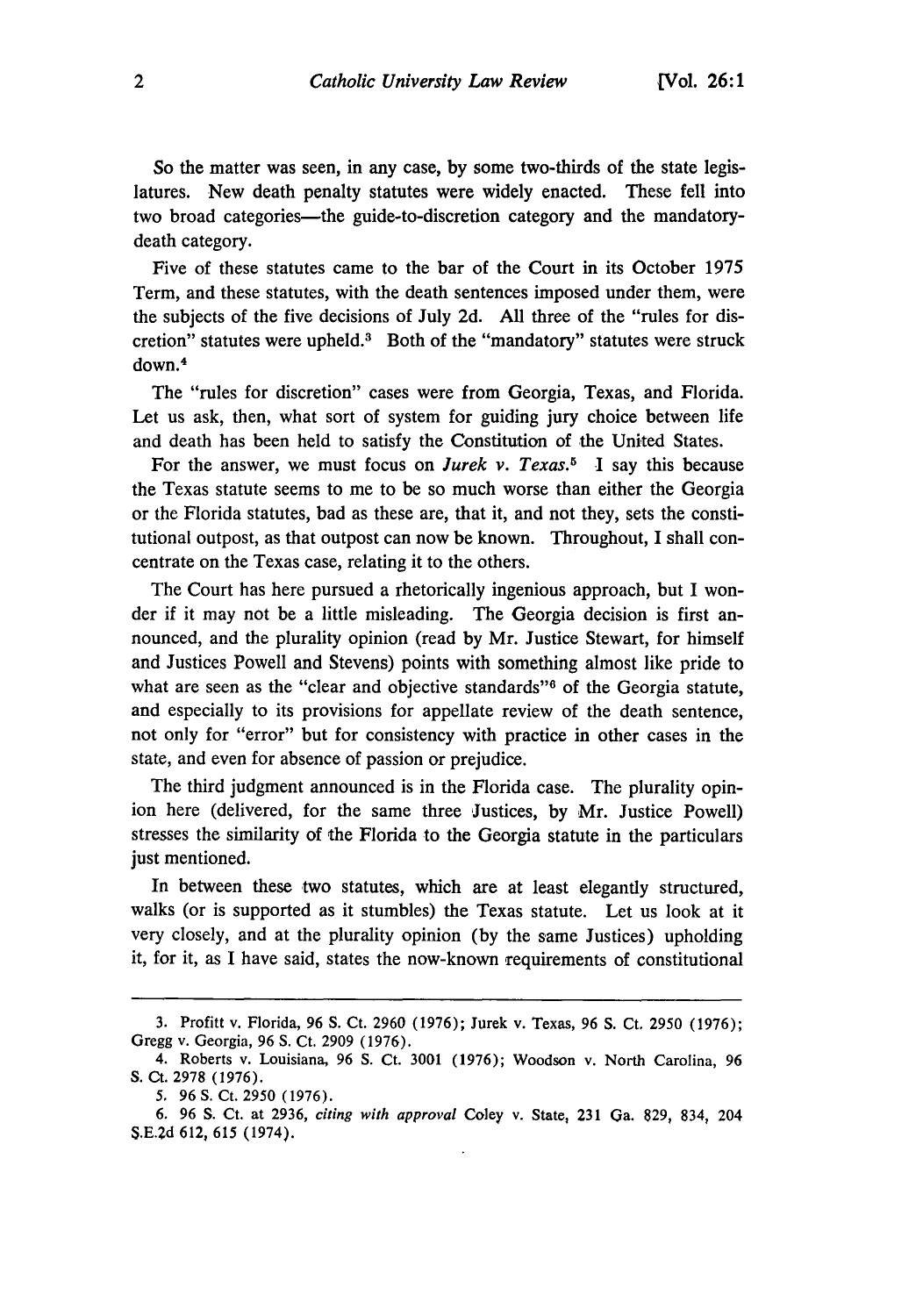So the matter was seen, in any case, by some two-thirds of the state legislatures. New death penalty statutes were widely enacted. These fell into two broad categories—the guide-to-discretion category and the mandatory-death category.

Five of these statutes came to the bar of the Court in its October 1975 Term, and these statutes, with the death sentences imposed under them, were the subjects of the five decisions of July 2d. All three of the "rules for discretion" statutes were upheld.[3] Both of the "mandatory" statutes were struck down.[4]

The "rules for discretion" cases were from Georgia, Texas, and Florida. Let us ask, then, what sort of system for guiding jury choice between life and death has been held to satisfy the Constitution of the United States.

For the answer, we must focus on *Jurek v. Texas*.[5] I say this because the Texas statute seems to me to be so much worse than either the Georgia or the Florida statutes, bad as these are, that it, and not they, sets the constitutional outpost, as that outpost can now be known. Throughout, I shall concentrate on the Texas case, relating it to the others.

The Court has here pursued a rhetorically ingenious approach, but I wonder if it may not be a little misleading. The Georgia decision is first announced, and the plurality opinion (read by Mr. Justice Stewart, for himself and Justices Powell and Stevens) points with something almost like pride to what are seen as the "clear and objective standards"[6] of the Georgia statute, and especially to its provisions for appellate review of the death sentence, not only for "error" but for consistency with practice in other cases in the state, and even for absence of passion or prejudice.

The third judgment announced is in the Florida case. The plurality opinion here (delivered, for the same three Justices, by Mr. Justice Powell) stresses the similarity of the Florida to the Georgia statute in the particulars just mentioned.

In between these two statutes, which are at least elegantly structured, walks (or is supported as it stumbles) the Texas statute. Let us look at it very closely, and at the plurality opinion (by the same Justices) upholding it, for it, as I have said, states the now-known requirements of constitutional

---

3. Profitt v. Florida, 96 S. Ct. 2960 (1976); Jurek v. Texas, 96 S. Ct. 2950 (1976); Gregg v. Georgia, 96 S. Ct. 2909 (1976).

4. Roberts v. Louisiana, 96 S. Ct. 3001 (1976); Woodson v. North Carolina, 96 S. Ct. 2978 (1976).

5. 96 S. Ct. 2950 (1976).

6. 96 S. Ct. at 2936, *citing with approval* Coley v. State, 231 Ga. 829, 834, 204 S.E.2d 612, 615 (1974).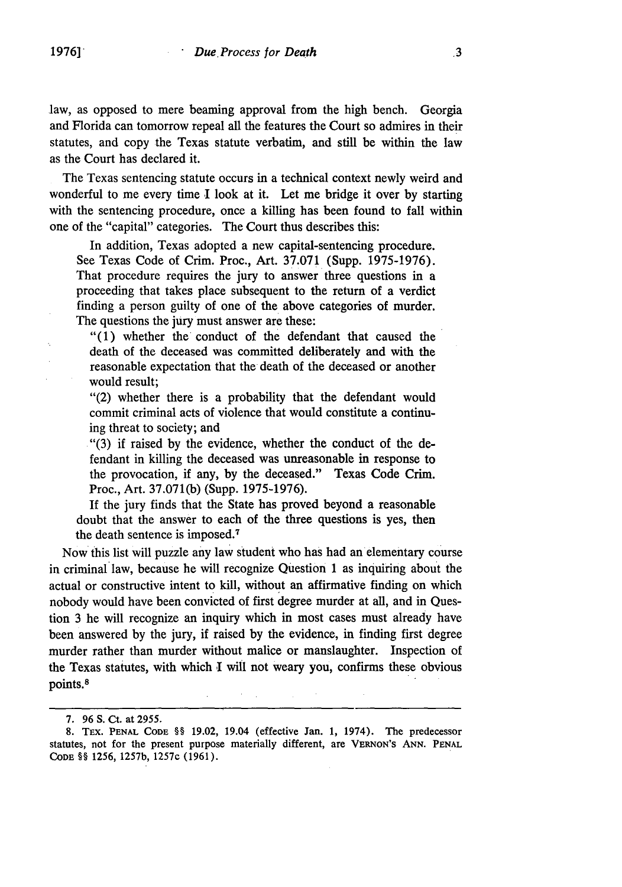law, as opposed to mere beaming approval from the high bench. Georgia and Florida can tomorrow repeal all the features the Court so admires in their statutes, and copy the Texas statute verbatim, and still be within the law as the Court has declared it.

The Texas sentencing statute occurs in a technical context newly weird and wonderful to me every time I look at it. Let me bridge it over by starting with the sentencing procedure, once a killing has been found to fall within one of the "capital" categories. The Court thus describes this:

> In addition, Texas adopted a new capital-sentencing procedure. See Texas Code of Crim. Proc., Art. 37.071 (Supp. 1975-1976). That procedure requires the jury to answer three questions in a proceeding that takes place subsequent to the return of a verdict finding a person guilty of one of the above categories of murder. The questions the jury must answer are these:
>
> "(1) whether the conduct of the defendant that caused the death of the deceased was committed deliberately and with the reasonable expectation that the death of the deceased or another would result;
>
> "(2) whether there is a probability that the defendant would commit criminal acts of violence that would constitute a continuing threat to society; and
>
> "(3) if raised by the evidence, whether the conduct of the defendant in killing the deceased was unreasonable in response to the provocation, if any, by the deceased." Texas Code Crim. Proc., Art. 37.071(b) (Supp. 1975-1976).
>
> If the jury finds that the State has proved beyond a reasonable doubt that the answer to each of the three questions is yes, then the death sentence is imposed.[7]

Now this list will puzzle any law student who has had an elementary course in criminal law, because he will recognize Question 1 as inquiring about the actual or constructive intent to kill, without an affirmative finding on which nobody would have been convicted of first degree murder at all, and in Question 3 he will recognize an inquiry which in most cases must already have been answered by the jury, if raised by the evidence, in finding first degree murder rather than murder without malice or manslaughter. Inspection of the Texas statutes, with which I will not weary you, confirms these obvious points.[8]

---

7. 96 S. Ct. at 2955.

8. TEX. PENAL CODE §§ 19.02, 19.04 (effective Jan. 1, 1974). The predecessor statutes, not for the present purpose materially different, are VERNON'S ANN. PENAL CODE §§ 1256, 1257b, 1257c (1961).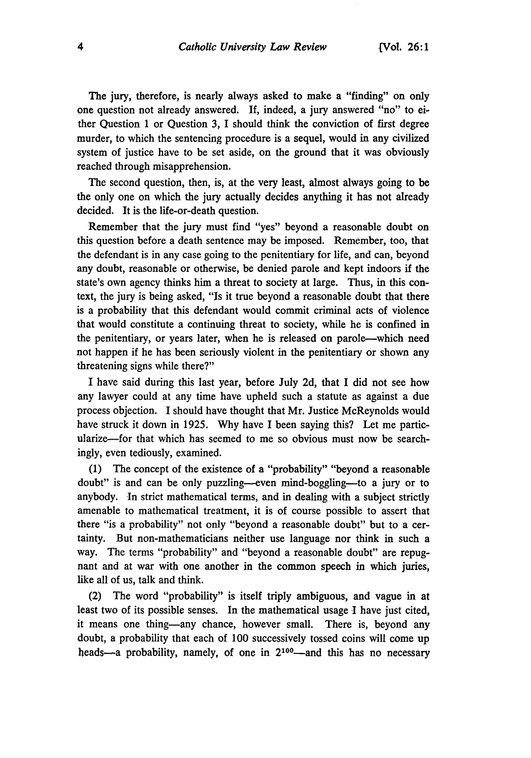The jury, therefore, is nearly always asked to make a "finding" on only one question not already answered. If, indeed, a jury answered "no" to either Question 1 or Question 3, I should think the conviction of first degree murder, to which the sentencing procedure is a sequel, would in any civilized system of justice have to be set aside, on the ground that it was obviously reached through misapprehension.

The second question, then, is, at the very least, almost always going to be the only one on which the jury actually decides anything it has not already decided. It is the life-or-death question.

Remember that the jury must find "yes" beyond a reasonable doubt on this question before a death sentence may be imposed. Remember, too, that the defendant is in any case going to the penitentiary for life, and can, beyond any doubt, reasonable or otherwise, be denied parole and kept indoors if the state's own agency thinks him a threat to society at large. Thus, in this context, the jury is being asked, "Is it true beyond a reasonable doubt that there is a probability that this defendant would commit criminal acts of violence that would constitute a continuing threat to society, while he is confined in the penitentiary, or years later, when he is released on parole—which need not happen if he has been seriously violent in the penitentiary or shown any threatening signs while there?"

I have said during this last year, before July 2d, that I did not see how any lawyer could at any time have upheld such a statute as against a due process objection. I should have thought that Mr. Justice McReynolds would have struck it down in 1925. Why have I been saying this? Let me particularize—for that which has seemed to me so obvious must now be searchingly, even tediously, examined.

(1) The concept of the existence of a "probability" "beyond a reasonable doubt" is and can be only puzzling—even mind-boggling—to a jury or to anybody. In strict mathematical terms, and in dealing with a subject strictly amenable to mathematical treatment, it is of course possible to assert that there "is a probability" not only "beyond a reasonable doubt" but to a certainty. But non-mathematicians neither use language nor think in such a way. The terms "probability" and "beyond a reasonable doubt" are repugnant and at war with one another in the common speech in which juries, like all of us, talk and think.

(2) The word "probability" is itself triply ambiguous, and vague in at least two of its possible senses. In the mathematical usage I have just cited, it means one thing—any chance, however small. There is, beyond any doubt, a probability that each of 100 successively tossed coins will come up heads—a probability, namely, of one in $2^{100}$—and this has no necessary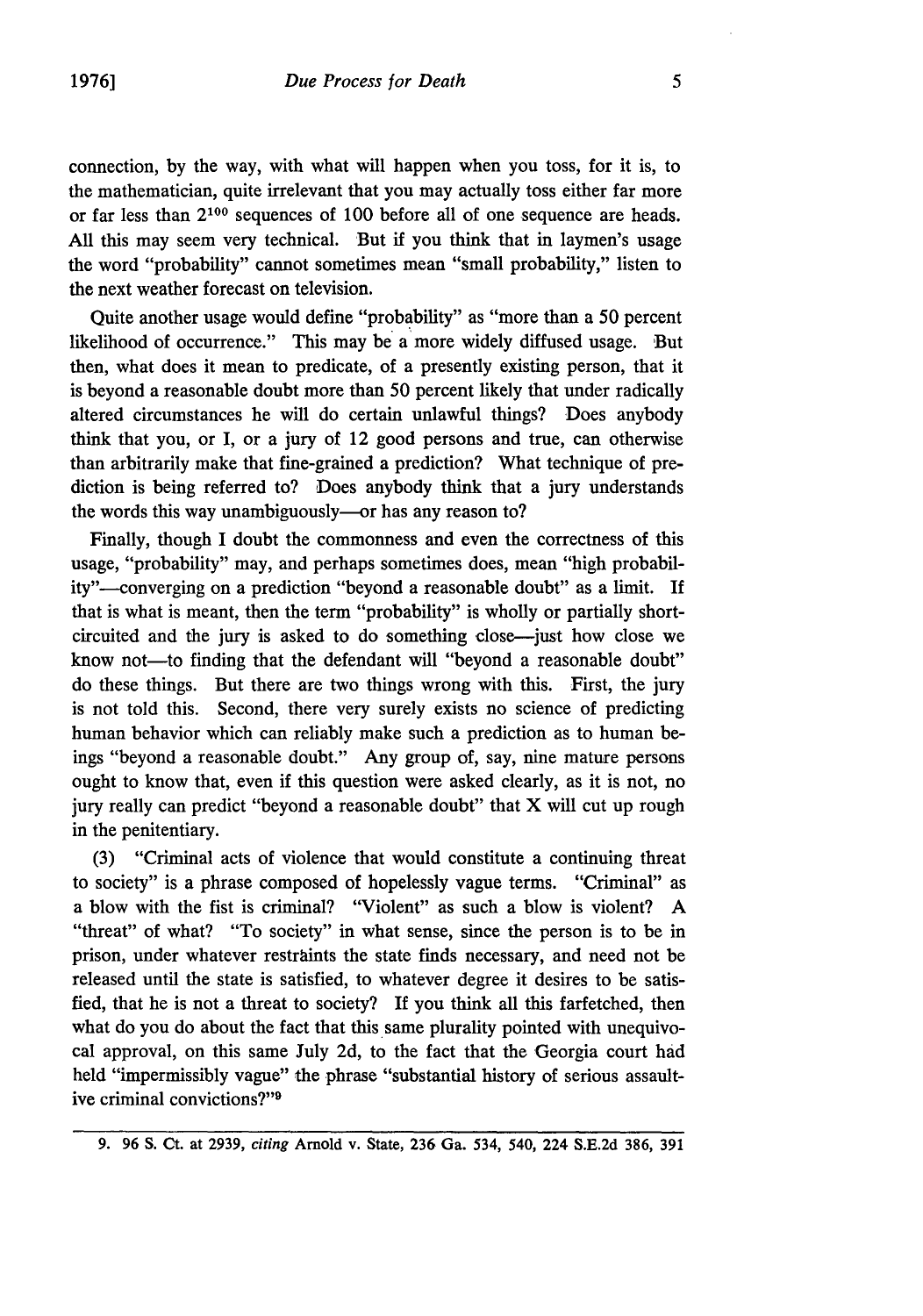connection, by the way, with what will happen when you toss, for it is, to the mathematician, quite irrelevant that you may actually toss either far more or far less than $2^{100}$ sequences of 100 before all of one sequence are heads. All this may seem very technical. But if you think that in laymen's usage the word "probability" cannot sometimes mean "small probability," listen to the next weather forecast on television.

Quite another usage would define "probability" as "more than a 50 percent likelihood of occurrence." This may be a more widely diffused usage. But then, what does it mean to predicate, of a presently existing person, that it is beyond a reasonable doubt more than 50 percent likely that under radically altered circumstances he will do certain unlawful things? Does anybody think that you, or I, or a jury of 12 good persons and true, can otherwise than arbitrarily make that fine-grained a prediction? What technique of prediction is being referred to? Does anybody think that a jury understands the words this way unambiguously—or has any reason to?

Finally, though I doubt the commonness and even the correctness of this usage, "probability" may, and perhaps sometimes does, mean "high probability"—converging on a prediction "beyond a reasonable doubt" as a limit. If that is what is meant, then the term "probability" is wholly or partially short-circuited and the jury is asked to do something close—just how close we know not—to finding that the defendant will "beyond a reasonable doubt" do these things. But there are two things wrong with this. First, the jury is not told this. Second, there very surely exists no science of predicting human behavior which can reliably make such a prediction as to human beings "beyond a reasonable doubt." Any group of, say, nine mature persons ought to know that, even if this question were asked clearly, as it is not, no jury really can predict "beyond a reasonable doubt" that X will cut up rough in the penitentiary.

(3) "Criminal acts of violence that would constitute a continuing threat to society" is a phrase composed of hopelessly vague terms. "Criminal" as a blow with the fist is criminal? "Violent" as such a blow is violent? A "threat" of what? "To society" in what sense, since the person is to be in prison, under whatever restraints the state finds necessary, and need not be released until the state is satisfied, to whatever degree it desires to be satisfied, that he is not a threat to society? If you think all this farfetched, then what do you do about the fact that this same plurality pointed with unequivocal approval, on this same July 2d, to the fact that the Georgia court had held "impermissibly vague" the phrase "substantial history of serious assaultive criminal convictions?"[9]

---

9. 96 S. Ct. at 2939, *citing* Arnold v. State, 236 Ga. 534, 540, 224 S.E.2d 386, 391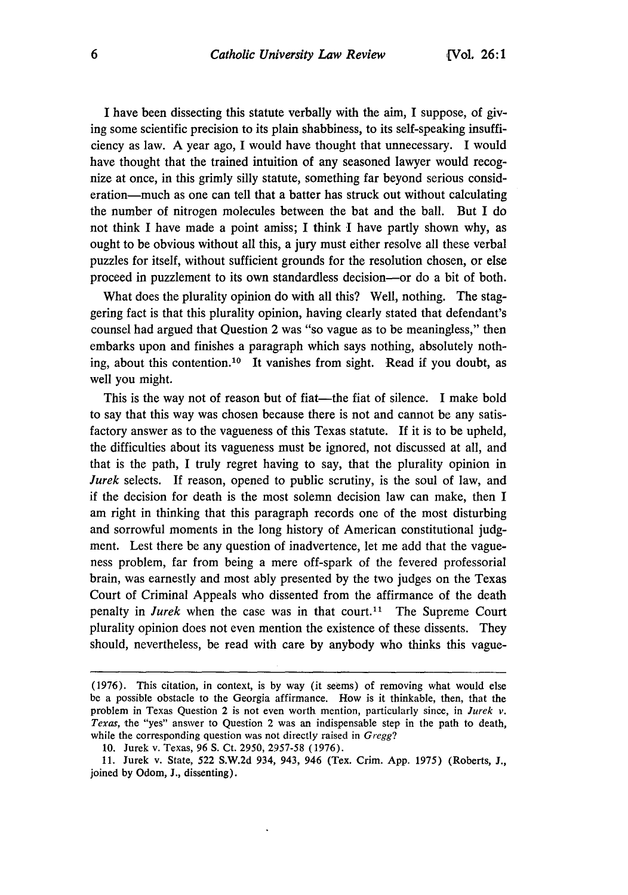I have been dissecting this statute verbally with the aim, I suppose, of giving some scientific precision to its plain shabbiness, to its self-speaking insufficiency as law. A year ago, I would have thought that unnecessary. I would have thought that the trained intuition of any seasoned lawyer would recognize at once, in this grimly silly statute, something far beyond serious consideration—much as one can tell that a batter has struck out without calculating the number of nitrogen molecules between the bat and the ball. But I do not think I have made a point amiss; I think I have partly shown why, as ought to be obvious without all this, a jury must either resolve all these verbal puzzles for itself, without sufficient grounds for the resolution chosen, or else proceed in puzzlement to its own standardless decision—or do a bit of both.

What does the plurality opinion do with all this? Well, nothing. The staggering fact is that this plurality opinion, having clearly stated that defendant's counsel had argued that Question 2 was "so vague as to be meaningless," then embarks upon and finishes a paragraph which says nothing, absolutely nothing, about this contention.[10] It vanishes from sight. Read if you doubt, as well you might.

This is the way not of reason but of fiat—the fiat of silence. I make bold to say that this way was chosen because there is not and cannot be any satisfactory answer as to the vagueness of this Texas statute. If it is to be upheld, the difficulties about its vagueness must be ignored, not discussed at all, and that is the path, I truly regret having to say, that the plurality opinion in *Jurek* selects. If reason, opened to public scrutiny, is the soul of law, and if the decision for death is the most solemn decision law can make, then I am right in thinking that this paragraph records one of the most disturbing and sorrowful moments in the long history of American constitutional judgment. Lest there be any question of inadvertence, let me add that the vagueness problem, far from being a mere off-spark of the fevered professorial brain, was earnestly and most ably presented by the two judges on the Texas Court of Criminal Appeals who dissented from the affirmance of the death penalty in *Jurek* when the case was in that court.[11] The Supreme Court plurality opinion does not even mention the existence of these dissents. They should, nevertheless, be read with care by anybody who thinks this vague-

---

(1976). This citation, in context, is by way (it seems) of removing what would else be a possible obstacle to the Georgia affirmance. How is it thinkable, then, that the problem in Texas Question 2 is not even worth mention, particularly since, in *Jurek v. Texas*, the "yes" answer to Question 2 was an indispensable step in the path to death, while the corresponding question was not directly raised in *Gregg*?

10. Jurek v. Texas, 96 S. Ct. 2950, 2957-58 (1976).

11. Jurek v. State, 522 S.W.2d 934, 943, 946 (Tex. Crim. App. 1975) (Roberts, J., joined by Odom, J., dissenting).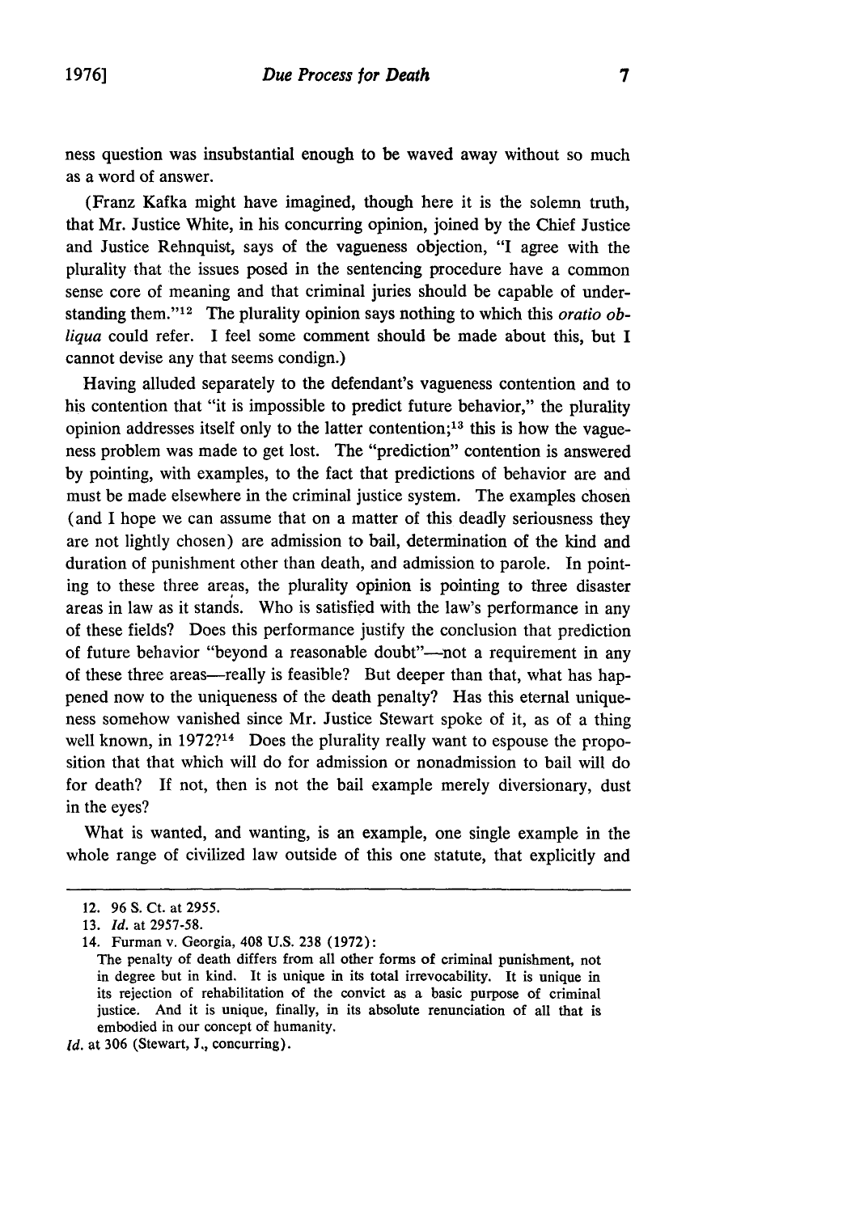ness question was insubstantial enough to be waved away without so much as a word of answer.

(Franz Kafka might have imagined, though here it is the solemn truth, that Mr. Justice White, in his concurring opinion, joined by the Chief Justice and Justice Rehnquist, says of the vagueness objection, "I agree with the plurality that the issues posed in the sentencing procedure have a common sense core of meaning and that criminal juries should be capable of understanding them."[12] The plurality opinion says nothing to which this *oratio obliqua* could refer. I feel some comment should be made about this, but I cannot devise any that seems condign.)

Having alluded separately to the defendant's vagueness contention and to his contention that "it is impossible to predict future behavior," the plurality opinion addresses itself only to the latter contention;[13] this is how the vagueness problem was made to get lost. The "prediction" contention is answered by pointing, with examples, to the fact that predictions of behavior are and must be made elsewhere in the criminal justice system. The examples chosen (and I hope we can assume that on a matter of this deadly seriousness they are not lightly chosen) are admission to bail, determination of the kind and duration of punishment other than death, and admission to parole. In pointing to these three areas, the plurality opinion is pointing to three disaster areas in law as it stands. Who is satisfied with the law's performance in any of these fields? Does this performance justify the conclusion that prediction of future behavior "beyond a reasonable doubt"—not a requirement in any of these three areas—really is feasible? But deeper than that, what has happened now to the uniqueness of the death penalty? Has this eternal uniqueness somehow vanished since Mr. Justice Stewart spoke of it, as of a thing well known, in 1972?[14] Does the plurality really want to espouse the proposition that that which will do for admission or nonadmission to bail will do for death? If not, then is not the bail example merely diversionary, dust in the eyes?

What is wanted, and wanting, is an example, one single example in the whole range of civilized law outside of this one statute, that explicitly and

---

12. 96 S. Ct. at 2955.

13. *Id.* at 2957-58.

14. Furman v. Georgia, 408 U.S. 238 (1972):

The penalty of death differs from all other forms of criminal punishment, not in degree but in kind. It is unique in its total irrevocability. It is unique in its rejection of rehabilitation of the convict as a basic purpose of criminal justice. And it is unique, finally, in its absolute renunciation of all that is embodied in our concept of humanity.

*Id.* at 306 (Stewart, J., concurring).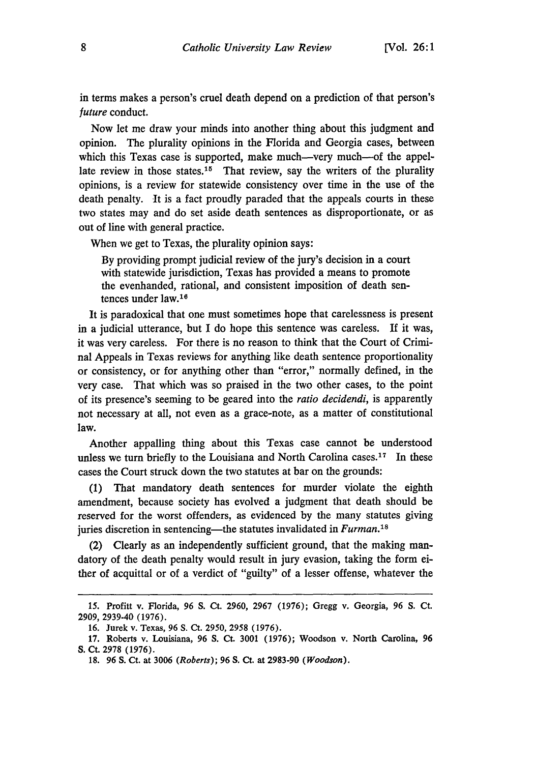in terms makes a person's cruel death depend on a prediction of that person's *future* conduct.

Now let me draw your minds into another thing about this judgment and opinion. The plurality opinions in the Florida and Georgia cases, between which this Texas case is supported, make much—very much—of the appellate review in those states.[15] That review, say the writers of the plurality opinions, is a review for statewide consistency over time in the use of the death penalty. It is a fact proudly paraded that the appeals courts in these two states may and do set aside death sentences as disproportionate, or as out of line with general practice.

When we get to Texas, the plurality opinion says:

> By providing prompt judicial review of the jury's decision in a court with statewide jurisdiction, Texas has provided a means to promote the evenhanded, rational, and consistent imposition of death sentences under law.[16]

It is paradoxical that one must sometimes hope that carelessness is present in a judicial utterance, but I do hope this sentence was careless. If it was, it was very careless. For there is no reason to think that the Court of Criminal Appeals in Texas reviews for anything like death sentence proportionality or consistency, or for anything other than "error," normally defined, in the very case. That which was so praised in the two other cases, to the point of its presence's seeming to be geared into the *ratio decidendi*, is apparently not necessary at all, not even as a grace-note, as a matter of constitutional law.

Another appalling thing about this Texas case cannot be understood unless we turn briefly to the Louisiana and North Carolina cases.[17] In these cases the Court struck down the two statutes at bar on the grounds:

(1) That mandatory death sentences for murder violate the eighth amendment, because society has evolved a judgment that death should be reserved for the worst offenders, as evidenced by the many statutes giving juries discretion in sentencing—the statutes invalidated in *Furman*.[18]

(2) Clearly as an independently sufficient ground, that the making mandatory of the death penalty would result in jury evasion, taking the form either of acquittal or of a verdict of "guilty" of a lesser offense, whatever the

---

15. Profitt v. Florida, 96 S. Ct. 2960, 2967 (1976); Gregg v. Georgia, 96 S. Ct. 2909, 2939-40 (1976).

16. Jurek v. Texas, 96 S. Ct. 2950, 2958 (1976).

17. Roberts v. Louisiana, 96 S. Ct. 3001 (1976); Woodson v. North Carolina, 96 S. Ct. 2978 (1976).

18. 96 S. Ct. at 3006 (*Roberts*); 96 S. Ct. at 2983-90 (*Woodson*).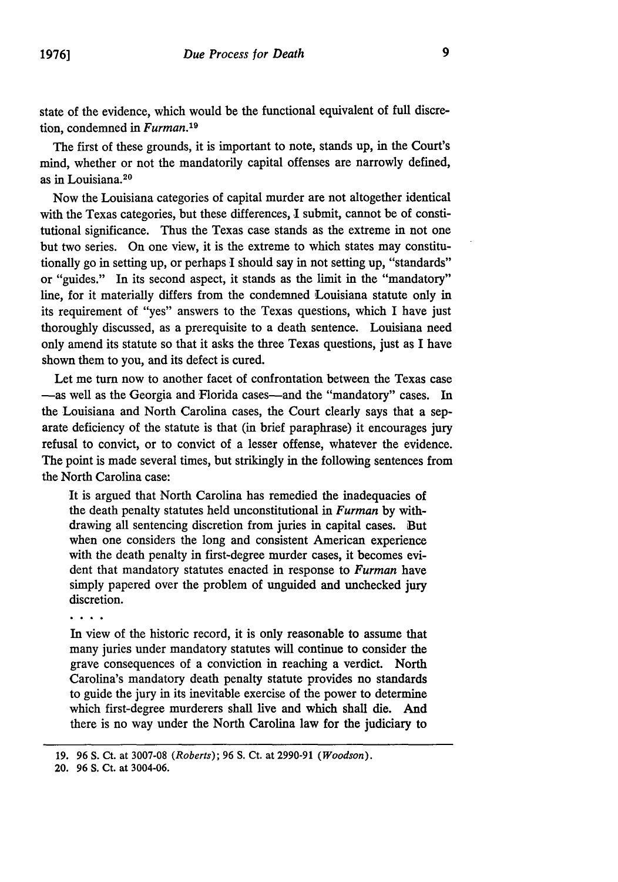state of the evidence, which would be the functional equivalent of full discretion, condemned in *Furman*.[19]

The first of these grounds, it is important to note, stands up, in the Court's mind, whether or not the mandatorily capital offenses are narrowly defined, as in Louisiana.[20]

Now the Louisiana categories of capital murder are not altogether identical with the Texas categories, but these differences, I submit, cannot be of constitutional significance. Thus the Texas case stands as the extreme in not one but two series. On one view, it is the extreme to which states may constitutionally go in setting up, or perhaps I should say in not setting up, "standards" or "guides." In its second aspect, it stands as the limit in the "mandatory" line, for it materially differs from the condemned Louisiana statute only in its requirement of "yes" answers to the Texas questions, which I have just thoroughly discussed, as a prerequisite to a death sentence. Louisiana need only amend its statute so that it asks the three Texas questions, just as I have shown them to you, and its defect is cured.

Let me turn now to another facet of confrontation between the Texas case —as well as the Georgia and Florida cases—and the "mandatory" cases. In the Louisiana and North Carolina cases, the Court clearly says that a separate deficiency of the statute is that (in brief paraphrase) it encourages jury refusal to convict, or to convict of a lesser offense, whatever the evidence. The point is made several times, but strikingly in the following sentences from the North Carolina case:

> It is argued that North Carolina has remedied the inadequacies of the death penalty statutes held unconstitutional in *Furman* by withdrawing all sentencing discretion from juries in capital cases. But when one considers the long and consistent American experience with the death penalty in first-degree murder cases, it becomes evident that mandatory statutes enacted in response to *Furman* have simply papered over the problem of unguided and unchecked jury discretion.
>
> . . . .
>
> In view of the historic record, it is only reasonable to assume that many juries under mandatory statutes will continue to consider the grave consequences of a conviction in reaching a verdict. North Carolina's mandatory death penalty statute provides no standards to guide the jury in its inevitable exercise of the power to determine which first-degree murderers shall live and which shall die. And there is no way under the North Carolina law for the judiciary to

---

19. 96 S. Ct. at 3007-08 (*Roberts*); 96 S. Ct. at 2990-91 (*Woodson*).

20. 96 S. Ct. at 3004-06.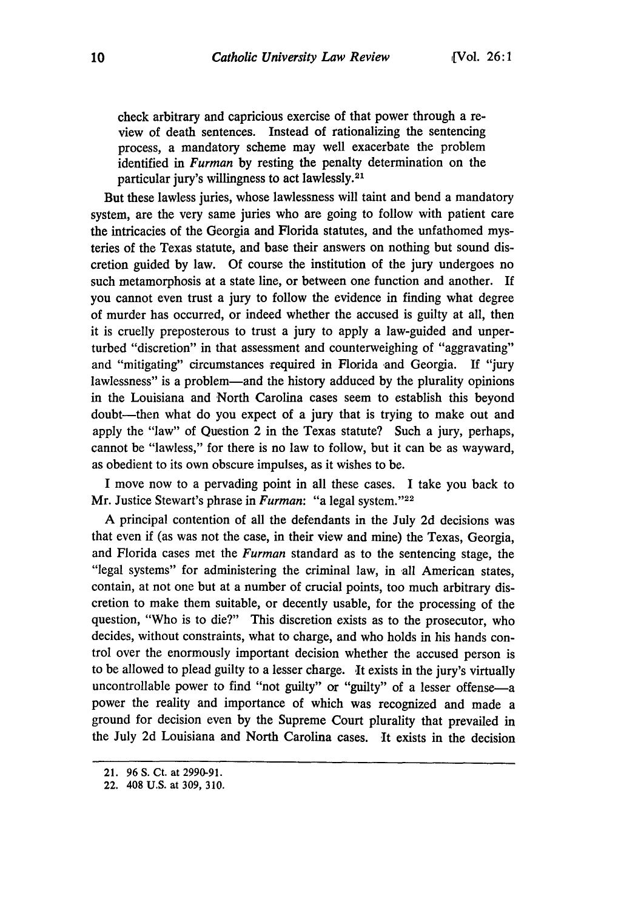check arbitrary and capricious exercise of that power through a review of death sentences. Instead of rationalizing the sentencing process, a mandatory scheme may well exacerbate the problem identified in *Furman* by resting the penalty determination on the particular jury's willingness to act lawlessly.[21]

But these lawless juries, whose lawlessness will taint and bend a mandatory system, are the very same juries who are going to follow with patient care the intricacies of the Georgia and Florida statutes, and the unfathomed mysteries of the Texas statute, and base their answers on nothing but sound discretion guided by law. Of course the institution of the jury undergoes no such metamorphosis at a state line, or between one function and another. If you cannot even trust a jury to follow the evidence in finding what degree of murder has occurred, or indeed whether the accused is guilty at all, then it is cruelly preposterous to trust a jury to apply a law-guided and unperturbed "discretion" in that assessment and counterweighing of "aggravating" and "mitigating" circumstances required in Florida and Georgia. If "jury lawlessness" is a problem—and the history adduced by the plurality opinions in the Louisiana and North Carolina cases seem to establish this beyond doubt—then what do you expect of a jury that is trying to make out and apply the "law" of Question 2 in the Texas statute? Such a jury, perhaps, cannot be "lawless," for there is no law to follow, but it can be as wayward, as obedient to its own obscure impulses, as it wishes to be.

I move now to a pervading point in all these cases. I take you back to Mr. Justice Stewart's phrase in *Furman*: "a legal system."[22]

A principal contention of all the defendants in the July 2d decisions was that even if (as was not the case, in their view and mine) the Texas, Georgia, and Florida cases met the *Furman* standard as to the sentencing stage, the "legal systems" for administering the criminal law, in all American states, contain, at not one but at a number of crucial points, too much arbitrary discretion to make them suitable, or decently usable, for the processing of the question, "Who is to die?" This discretion exists as to the prosecutor, who decides, without constraints, what to charge, and who holds in his hands control over the enormously important decision whether the accused person is to be allowed to plead guilty to a lesser charge. It exists in the jury's virtually uncontrollable power to find "not guilty" or "guilty" of a lesser offense—a power the reality and importance of which was recognized and made a ground for decision even by the Supreme Court plurality that prevailed in the July 2d Louisiana and North Carolina cases. It exists in the decision

21. 96 S. Ct. at 2990-91.

22. 408 U.S. at 309, 310.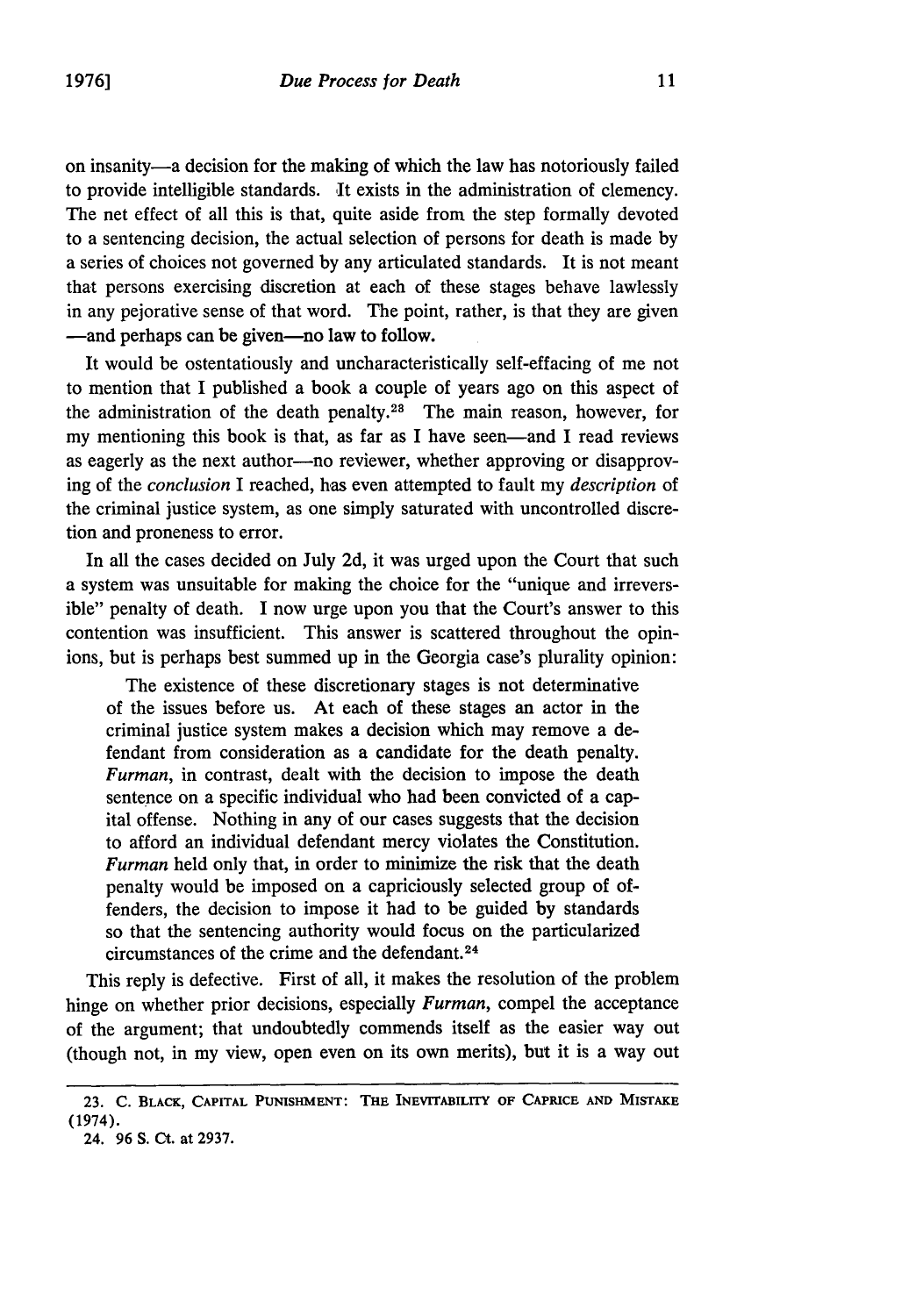on insanity—a decision for the making of which the law has notoriously failed to provide intelligible standards. It exists in the administration of clemency. The net effect of all this is that, quite aside from the step formally devoted to a sentencing decision, the actual selection of persons for death is made by a series of choices not governed by any articulated standards. It is not meant that persons exercising discretion at each of these stages behave lawlessly in any pejorative sense of that word. The point, rather, is that they are given —and perhaps can be given—no law to follow.

It would be ostentatiously and uncharacteristically self-effacing of me not to mention that I published a book a couple of years ago on this aspect of the administration of the death penalty.[23] The main reason, however, for my mentioning this book is that, as far as I have seen—and I read reviews as eagerly as the next author—no reviewer, whether approving or disapproving of the *conclusion* I reached, has even attempted to fault my *description* of the criminal justice system, as one simply saturated with uncontrolled discretion and proneness to error.

In all the cases decided on July 2d, it was urged upon the Court that such a system was unsuitable for making the choice for the "unique and irreversible" penalty of death. I now urge upon you that the Court's answer to this contention was insufficient. This answer is scattered throughout the opinions, but is perhaps best summed up in the Georgia case's plurality opinion:

> The existence of these discretionary stages is not determinative of the issues before us. At each of these stages an actor in the criminal justice system makes a decision which may remove a defendant from consideration as a candidate for the death penalty. *Furman*, in contrast, dealt with the decision to impose the death sentence on a specific individual who had been convicted of a capital offense. Nothing in any of our cases suggests that the decision to afford an individual defendant mercy violates the Constitution. *Furman* held only that, in order to minimize the risk that the death penalty would be imposed on a capriciously selected group of offenders, the decision to impose it had to be guided by standards so that the sentencing authority would focus on the particularized circumstances of the crime and the defendant.[24]

This reply is defective. First of all, it makes the resolution of the problem hinge on whether prior decisions, especially *Furman*, compel the acceptance of the argument; that undoubtedly commends itself as the easier way out (though not, in my view, open even on its own merits), but it is a way out

---

23. C. Black, Capital Punishment: The Inevitability of Caprice and Mistake (1974).

24. 96 S. Ct. at 2937.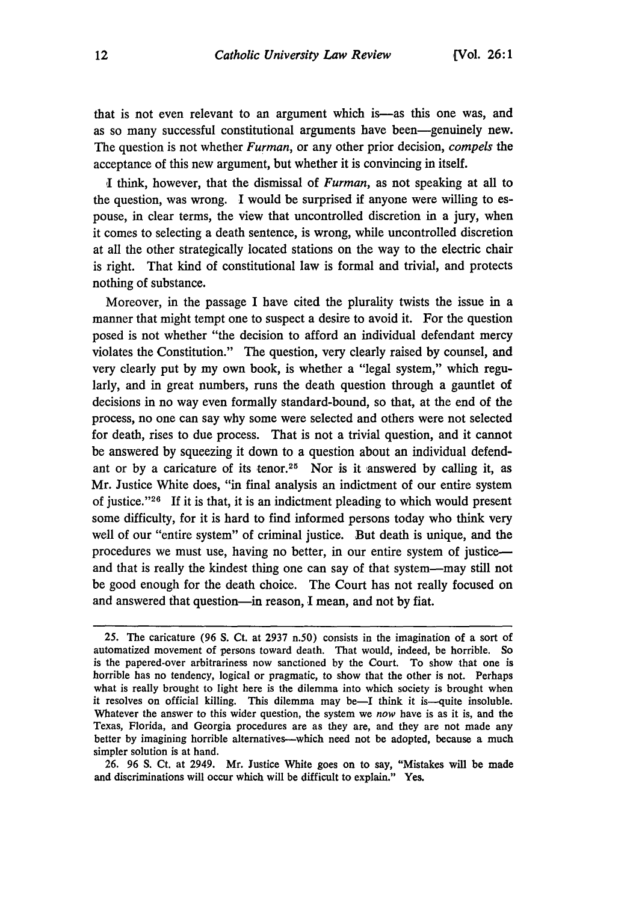that is not even relevant to an argument which is—as this one was, and as so many successful constitutional arguments have been—genuinely new. The question is not whether *Furman*, or any other prior decision, *compels* the acceptance of this new argument, but whether it is convincing in itself.

I think, however, that the dismissal of *Furman*, as not speaking at all to the question, was wrong. I would be surprised if anyone were willing to espouse, in clear terms, the view that uncontrolled discretion in a jury, when it comes to selecting a death sentence, is wrong, while uncontrolled discretion at all the other strategically located stations on the way to the electric chair is right. That kind of constitutional law is formal and trivial, and protects nothing of substance.

Moreover, in the passage I have cited the plurality twists the issue in a manner that might tempt one to suspect a desire to avoid it. For the question posed is not whether "the decision to afford an individual defendant mercy violates the Constitution." The question, very clearly raised by counsel, and very clearly put by my own book, is whether a "legal system," which regularly, and in great numbers, runs the death question through a gauntlet of decisions in no way even formally standard-bound, so that, at the end of the process, no one can say why some were selected and others were not selected for death, rises to due process. That is not a trivial question, and it cannot be answered by squeezing it down to a question about an individual defendant or by a caricature of its tenor.[25] Nor is it answered by calling it, as Mr. Justice White does, "in final analysis an indictment of our entire system of justice."[26] If it is that, it is an indictment pleading to which would present some difficulty, for it is hard to find informed persons today who think very well of our "entire system" of criminal justice. But death is unique, and the procedures we must use, having no better, in our entire system of justice—and that is really the kindest thing one can say of that system—may still not be good enough for the death choice. The Court has not really focused on and answered that question—in reason, I mean, and not by fiat.

---

25. The caricature (96 S. Ct. at 2937 n.50) consists in the imagination of a sort of automatized movement of persons toward death. That would, indeed, be horrible. So is the papered-over arbitrariness now sanctioned by the Court. To show that one is horrible has no tendency, logical or pragmatic, to show that the other is not. Perhaps what is really brought to light here is the dilemma into which society is brought when it resolves on official killing. This dilemma may be—I think it is—quite insoluble. Whatever the answer to this wider question, the system we *now* have is as it is, and the Texas, Florida, and Georgia procedures are as they are, and they are not made any better by imagining horrible alternatives—which need not be adopted, because a much simpler solution is at hand.

26. 96 S. Ct. at 2949. Mr. Justice White goes on to say, "Mistakes will be made and discriminations will occur which will be difficult to explain." Yes.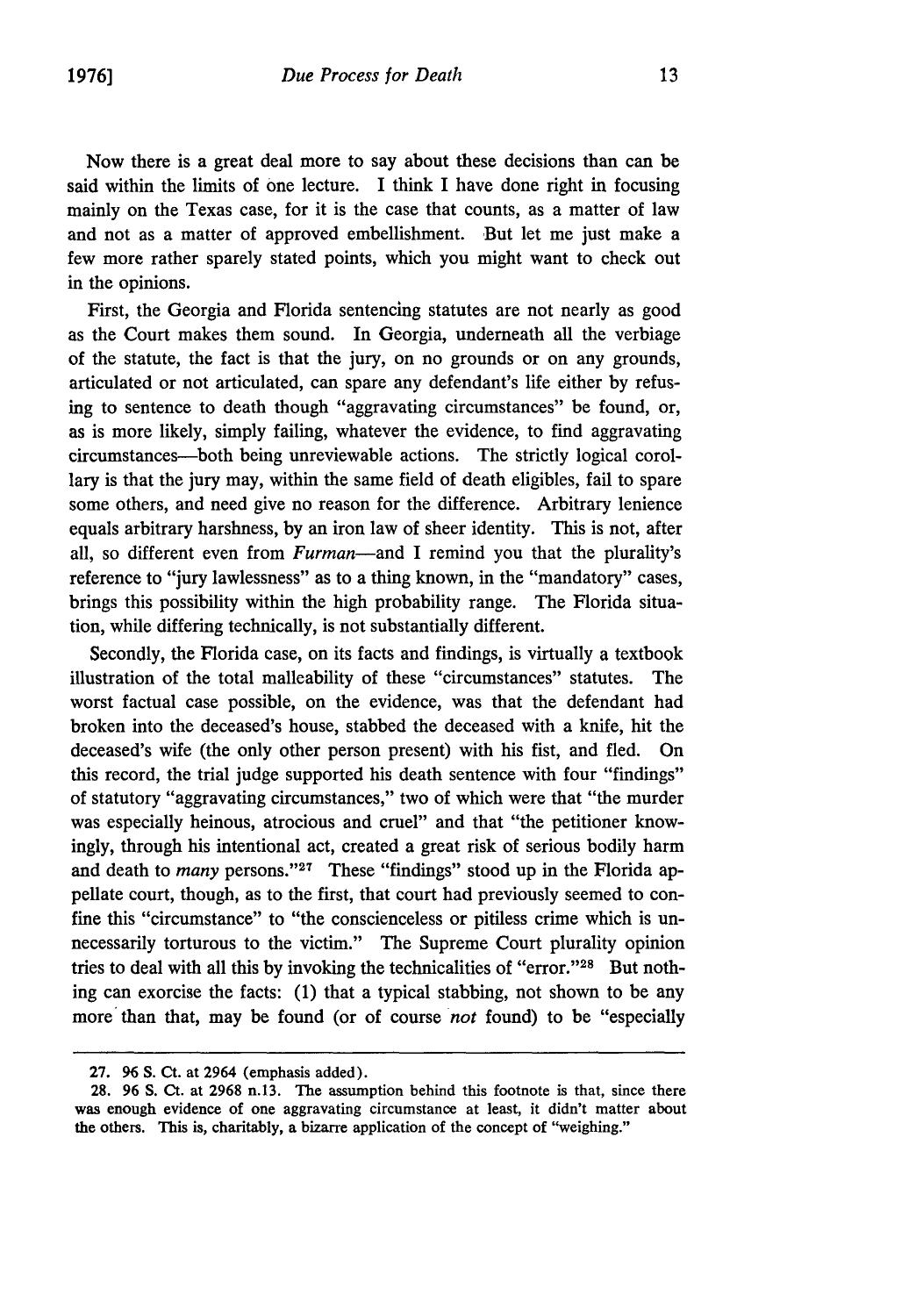Now there is a great deal more to say about these decisions than can be said within the limits of one lecture. I think I have done right in focusing mainly on the Texas case, for it is the case that counts, as a matter of law and not as a matter of approved embellishment. But let me just make a few more rather sparely stated points, which you might want to check out in the opinions.

First, the Georgia and Florida sentencing statutes are not nearly as good as the Court makes them sound. In Georgia, underneath all the verbiage of the statute, the fact is that the jury, on no grounds or on any grounds, articulated or not articulated, can spare any defendant's life either by refusing to sentence to death though "aggravating circumstances" be found, or, as is more likely, simply failing, whatever the evidence, to find aggravating circumstances—both being unreviewable actions. The strictly logical corollary is that the jury may, within the same field of death eligibles, fail to spare some others, and need give no reason for the difference. Arbitrary lenience equals arbitrary harshness, by an iron law of sheer identity. This is not, after all, so different even from *Furman*—and I remind you that the plurality's reference to "jury lawlessness" as to a thing known, in the "mandatory" cases, brings this possibility within the high probability range. The Florida situation, while differing technically, is not substantially different.

Secondly, the Florida case, on its facts and findings, is virtually a textbook illustration of the total malleability of these "circumstances" statutes. The worst factual case possible, on the evidence, was that the defendant had broken into the deceased's house, stabbed the deceased with a knife, hit the deceased's wife (the only other person present) with his fist, and fled. On this record, the trial judge supported his death sentence with four "findings" of statutory "aggravating circumstances," two of which were that "the murder was especially heinous, atrocious and cruel" and that "the petitioner knowingly, through his intentional act, created a great risk of serious bodily harm and death to *many* persons."[27] These "findings" stood up in the Florida appellate court, though, as to the first, that court had previously seemed to confine this "circumstance" to "the conscienceless or pitiless crime which is unnecessarily torturous to the victim." The Supreme Court plurality opinion tries to deal with all this by invoking the technicalities of "error."[28] But nothing can exorcise the facts: (1) that a typical stabbing, not shown to be any more than that, may be found (or of course *not* found) to be "especially

---

27. 96 S. Ct. at 2964 (emphasis added).

28. 96 S. Ct. at 2968 n.13. The assumption behind this footnote is that, since there was enough evidence of one aggravating circumstance at least, it didn't matter about the others. This is, charitably, a bizarre application of the concept of "weighing."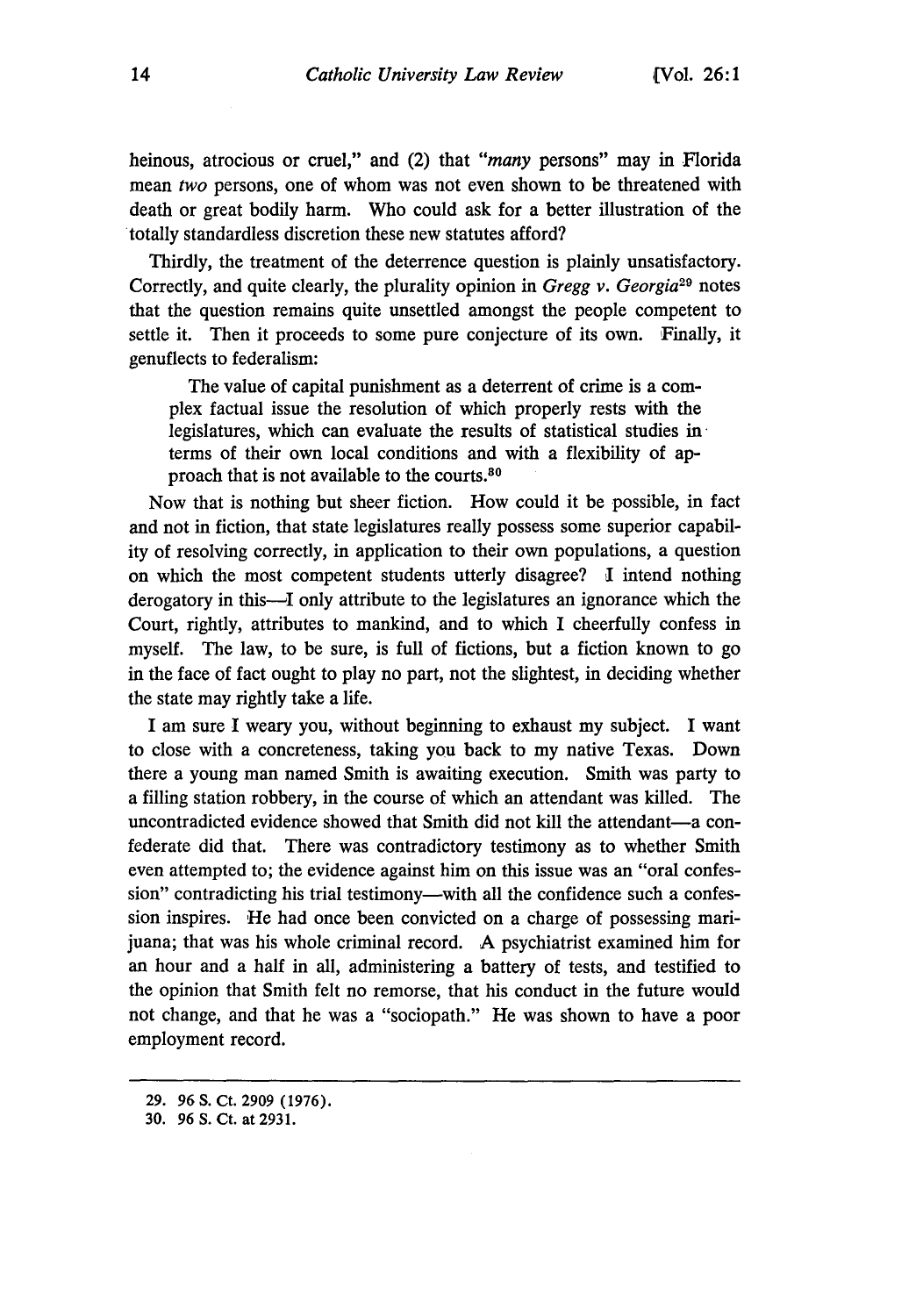heinous, atrocious or cruel," and (2) that "*many* persons" may in Florida mean *two* persons, one of whom was not even shown to be threatened with death or great bodily harm. Who could ask for a better illustration of the totally standardless discretion these new statutes afford?

Thirdly, the treatment of the deterrence question is plainly unsatisfactory. Correctly, and quite clearly, the plurality opinion in *Gregg v. Georgia*[29] notes that the question remains quite unsettled amongst the people competent to settle it. Then it proceeds to some pure conjecture of its own. Finally, it genuflects to federalism:

> The value of capital punishment as a deterrent of crime is a complex factual issue the resolution of which properly rests with the legislatures, which can evaluate the results of statistical studies in terms of their own local conditions and with a flexibility of approach that is not available to the courts.[30]

Now that is nothing but sheer fiction. How could it be possible, in fact and not in fiction, that state legislatures really possess some superior capability of resolving correctly, in application to their own populations, a question on which the most competent students utterly disagree? I intend nothing derogatory in this—I only attribute to the legislatures an ignorance which the Court, rightly, attributes to mankind, and to which I cheerfully confess in myself. The law, to be sure, is full of fictions, but a fiction known to go in the face of fact ought to play no part, not the slightest, in deciding whether the state may rightly take a life.

I am sure I weary you, without beginning to exhaust my subject. I want to close with a concreteness, taking you back to my native Texas. Down there a young man named Smith is awaiting execution. Smith was party to a filling station robbery, in the course of which an attendant was killed. The uncontradicted evidence showed that Smith did not kill the attendant—a confederate did that. There was contradictory testimony as to whether Smith even attempted to; the evidence against him on this issue was an "oral confession" contradicting his trial testimony—with all the confidence such a confession inspires. He had once been convicted on a charge of possessing marijuana; that was his whole criminal record. A psychiatrist examined him for an hour and a half in all, administering a battery of tests, and testified to the opinion that Smith felt no remorse, that his conduct in the future would not change, and that he was a "sociopath." He was shown to have a poor employment record.

---

29. 96 S. Ct. 2909 (1976).
30. 96 S. Ct. at 2931.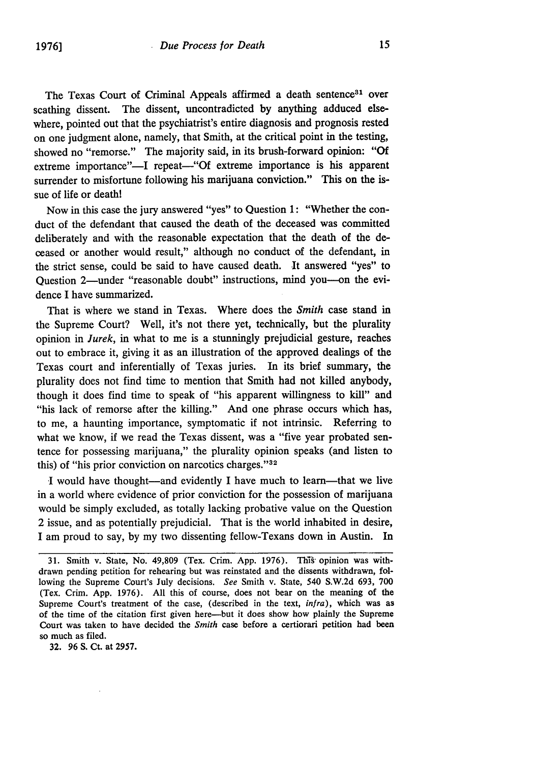The Texas Court of Criminal Appeals affirmed a death sentence[31] over scathing dissent. The dissent, uncontradicted by anything adduced elsewhere, pointed out that the psychiatrist's entire diagnosis and prognosis rested on one judgment alone, namely, that Smith, at the critical point in the testing, showed no "remorse." The majority said, in its brush-forward opinion: "Of extreme importance"—I repeat—"Of extreme importance is his apparent surrender to misfortune following his marijuana conviction." This on the issue of life or death!

Now in this case the jury answered "yes" to Question 1: "Whether the conduct of the defendant that caused the death of the deceased was committed deliberately and with the reasonable expectation that the death of the deceased or another would result," although no conduct of the defendant, in the strict sense, could be said to have caused death. It answered "yes" to Question 2—under "reasonable doubt" instructions, mind you—on the evidence I have summarized.

That is where we stand in Texas. Where does the *Smith* case stand in the Supreme Court? Well, it's not there yet, technically, but the plurality opinion in *Jurek*, in what to me is a stunningly prejudicial gesture, reaches out to embrace it, giving it as an illustration of the approved dealings of the Texas court and inferentially of Texas juries. In its brief summary, the plurality does not find time to mention that Smith had not killed anybody, though it does find time to speak of "his apparent willingness to kill" and "his lack of remorse after the killing." And one phrase occurs which has, to me, a haunting importance, symptomatic if not intrinsic. Referring to what we know, if we read the Texas dissent, was a "five year probated sentence for possessing marijuana," the plurality opinion speaks (and listen to this) of "his prior conviction on narcotics charges."[32]

I would have thought—and evidently I have much to learn—that we live in a world where evidence of prior conviction for the possession of marijuana would be simply excluded, as totally lacking probative value on the Question 2 issue, and as potentially prejudicial. That is the world inhabited in desire, I am proud to say, by my two dissenting fellow-Texans down in Austin. In

---

31. Smith v. State, No. 49,809 (Tex. Crim. App. 1976). This opinion was withdrawn pending petition for rehearing but was reinstated and the dissents withdrawn, following the Supreme Court's July decisions. *See* Smith v. State, 540 S.W.2d 693, 700 (Tex. Crim. App. 1976). All this of course, does not bear on the meaning of the Supreme Court's treatment of the case, (described in the text, *infra*), which was as of the time of the citation first given here—but it does show how plainly the Supreme Court was taken to have decided the *Smith* case before a certiorari petition had been so much as filed.

32. 96 S. Ct. at 2957.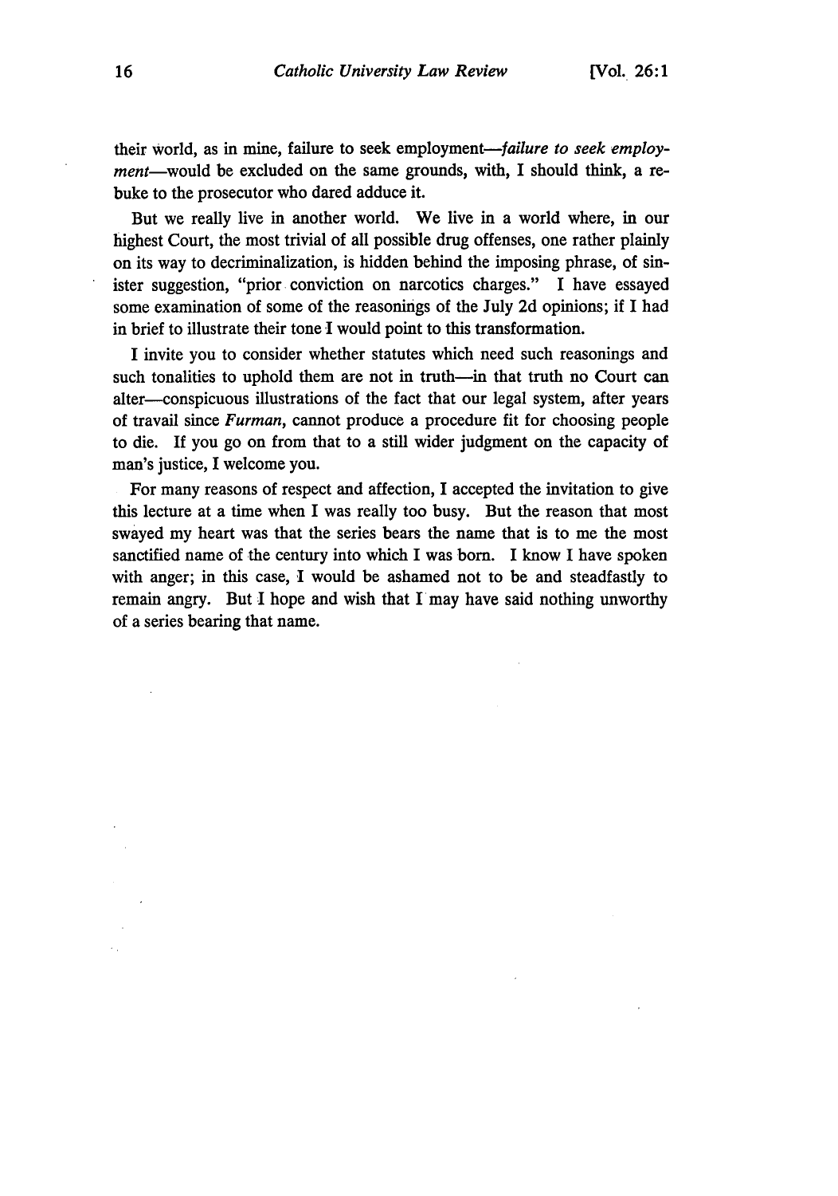their world, as in mine, failure to seek employment—*failure to seek employment*—would be excluded on the same grounds, with, I should think, a rebuke to the prosecutor who dared adduce it.

But we really live in another world. We live in a world where, in our highest Court, the most trivial of all possible drug offenses, one rather plainly on its way to decriminalization, is hidden behind the imposing phrase, of sinister suggestion, "prior conviction on narcotics charges." I have essayed some examination of some of the reasonings of the July 2d opinions; if I had in brief to illustrate their tone I would point to this transformation.

I invite you to consider whether statutes which need such reasonings and such tonalities to uphold them are not in truth—in that truth no Court can alter—conspicuous illustrations of the fact that our legal system, after years of travail since *Furman*, cannot produce a procedure fit for choosing people to die. If you go on from that to a still wider judgment on the capacity of man's justice, I welcome you.

For many reasons of respect and affection, I accepted the invitation to give this lecture at a time when I was really too busy. But the reason that most swayed my heart was that the series bears the name that is to me the most sanctified name of the century into which I was born. I know I have spoken with anger; in this case, I would be ashamed not to be and steadfastly to remain angry. But I hope and wish that I may have said nothing unworthy of a series bearing that name.